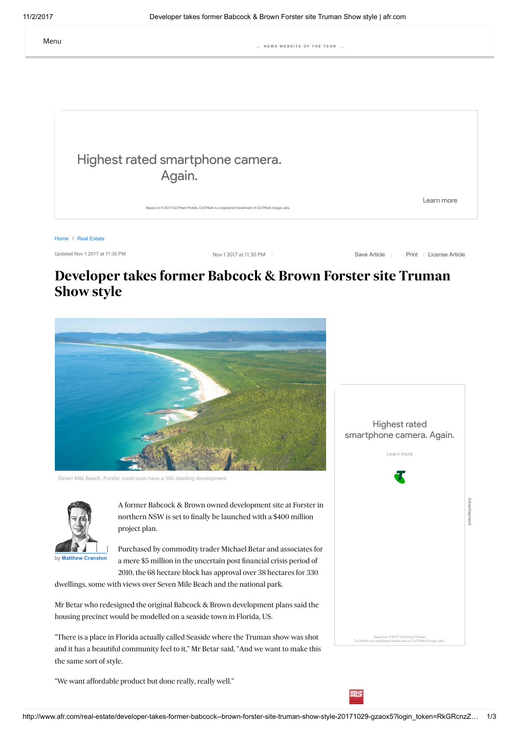Home / Real Estate

Updated Nov 1 2017 at 11:30 PM

Nov 1 2017 at 11:30 PM

# Developer takes former Babcock & Brown Forster site Truman Show style

Seven Mile Beach, Forster could soon have a 300 dwelling development.

by **Matthew Cranston**

A former Babcock & Brown owned development site at Forster in northern NSW is set to finally be launched with a $400 million project plan.

Purchased by commodity trader Michael Betar and associates for a mere $5 million in the uncertain post financial crisis period of 2010, the 68 hectare block has approval over 38 hectares for 330 dwellings, some with views over Seven Mile Beach and the national park.

Mr Betar who redesigned the original Babcock & Brown development plans said the housing precinct would be modelled on a seaside town in Florida, US.

"There is a place in Florida actually called Seaside where the Truman show was shot and it has a beautiful community feel to it," Mr Betar said, "And we want to make this the same sort of style.

"We want affordable product but done really, really well."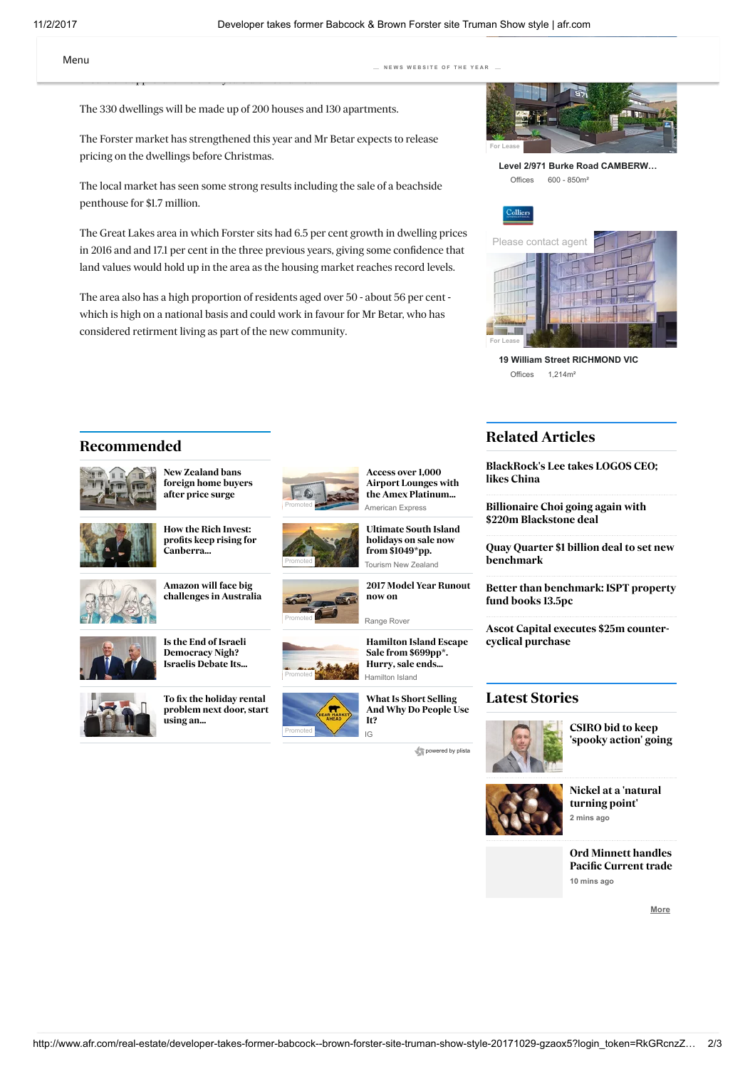The 330 dwellings will be made up of 200 houses and 130 apartments.

The Forster market has strengthened this year and Mr Betar expects to release pricing on the dwellings before Christmas.

The local market has seen some strong results including the sale of a beachside penthouse for $1.7 million.

The Great Lakes area in which Forster sits had 6.5 per cent growth in dwelling prices in 2016 and and 17.1 per cent in the three previous years, giving some confidence that land values would hold up in the area as the housing market reaches record levels.

The area also has a high proportion of residents aged over 50 - about 56 per cent - which is high on a national basis and could work in favour for Mr Betar, who has considered retirement living as part of the new community.

## Recommended

- New Zealand bans foreign home buyers after price surge
- How the Rich Invest: profits keep rising for Canberra...
- Amazon will face big challenges in Australia
- Is the End of Israeli Democracy Nigh? Israelis Debate Its...
- To fix the holiday rental problem next door, start using an...
- Access over 1,000 Airport Lounges with the Amex Platinum... (American Express)
- Ultimate South Island holidays on sale now from $1049*pp. (Tourism New Zealand)
- 2017 Model Year Runout now on (Range Rover)
- Hamilton Island Escape Sale from $699pp*. Hurry, sale ends... (Hamilton Island)
- What Is Short Selling And Why Do People Use It? (IG)

## Related Articles

- BlackRock's Lee takes LOGOS CEO; likes China
- Billionaire Choi going again with $220m Blackstone deal
- Quay Quarter $1 billion deal to set new benchmark
- Better than benchmark: ISPT property fund books 13.5pc
- Ascot Capital executes $25m counter-cyclical purchase

## Latest Stories

- CSIRO bid to keep 'spooky action' going
- Nickel at a 'natural turning point' — 2 mins ago
- Ord Minnett handles Pacific Current trade — 10 mins ago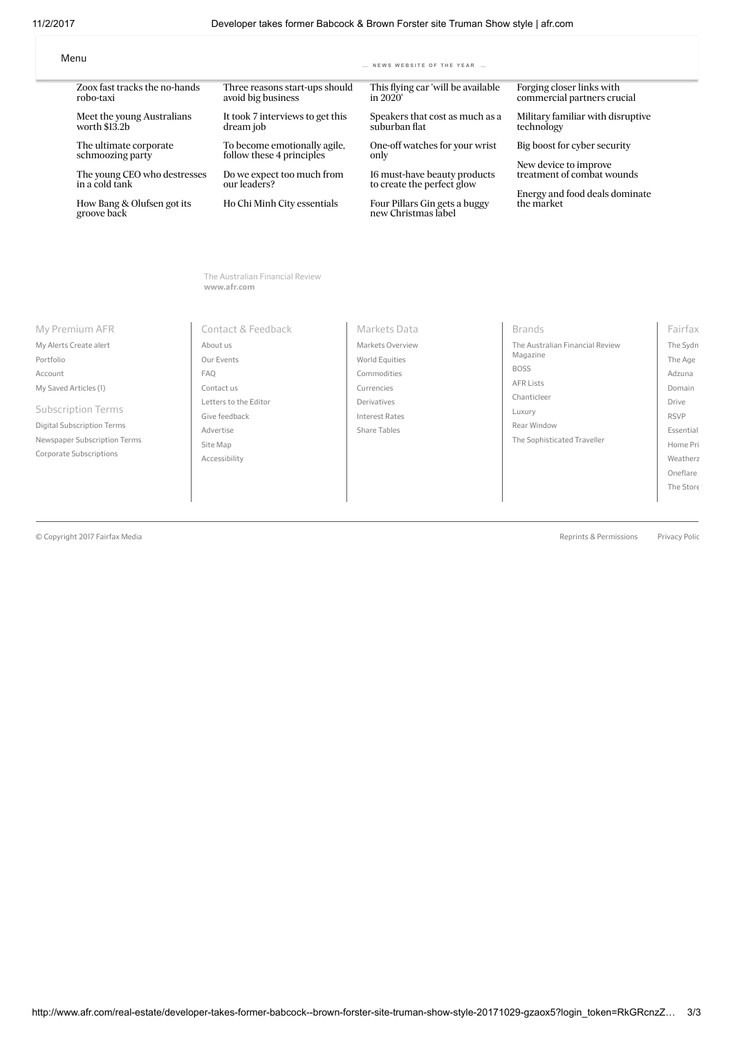Menu

NEWS WEBSITE OF THE YEAR

Zoox fast tracks the no-hands robo-taxi

Meet the young Australians worth $13.2b

The ultimate corporate schmoozing party

The young CEO who destresses in a cold tank

How Bang & Olufsen got its groove back

Three reasons start-ups should avoid big business

It took 7 interviews to get this dream job

To become emotionally agile, follow these 4 principles

Do we expect too much from our leaders?

Ho Chi Minh City essentials

This flying car 'will be available in 2020'

Speakers that cost as much as a suburban flat

One-off watches for your wrist only

16 must-have beauty products to create the perfect glow

Four Pillars Gin gets a buggy new Christmas label

Forging closer links with commercial partners crucial

Military familiar with disruptive technology

Big boost for cyber security

New device to improve treatment of combat wounds

Energy and food deals dominate the market

The Australian Financial Review
**www.afr.com**

### My Premium AFR

My Alerts Create alert
Portfolio
Account
My Saved Articles (1)

### Subscription Terms

Digital Subscription Terms
Newspaper Subscription Terms
Corporate Subscriptions

### Contact & Feedback

About us
Our Events
FAQ
Contact us
Letters to the Editor
Give feedback
Advertise
Site Map
Accessibility

### Markets Data

Markets Overview
World Equities
Commodities
Currencies
Derivatives
Interest Rates
Share Tables

### Brands

The Australian Financial Review Magazine
BOSS
AFR Lists
Chanticleer
Luxury
Rear Window
The Sophisticated Traveller

### Fairfax

The Sydn
The Age
Adzuna
Domain
Drive
RSVP
Essential
Home Pri
Weatherz
Oneflare
The Store

© Copyright 2017 Fairfax Media

Reprints & Permissions

Privacy Polic